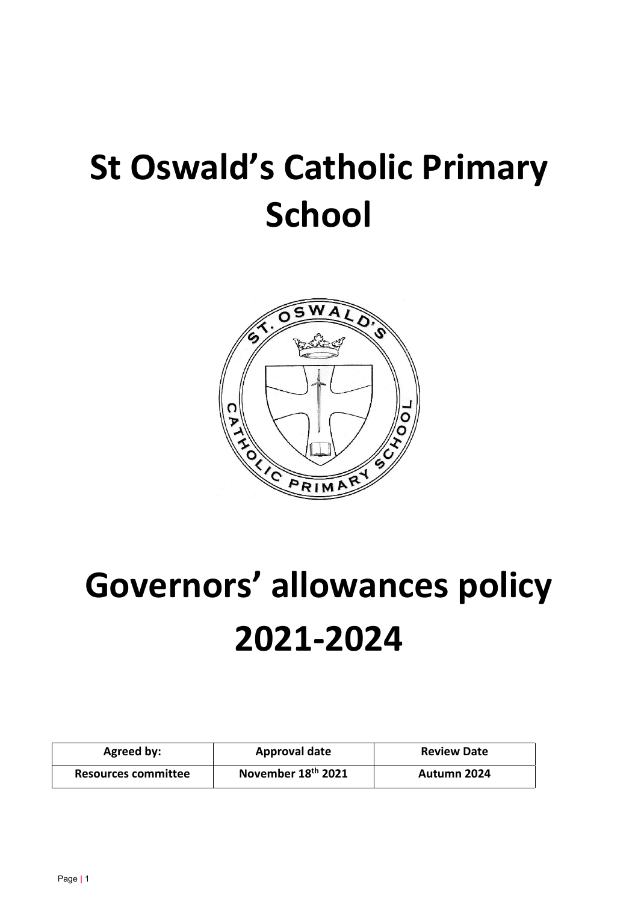# St Oswald's Catholic Primary School

# Governors' allowances policy 2021-2024

| Agreed by: | Approval date | Review Date |
| --- | --- | --- |
| Resources committee | November 18th 2021 | Autumn 2024 |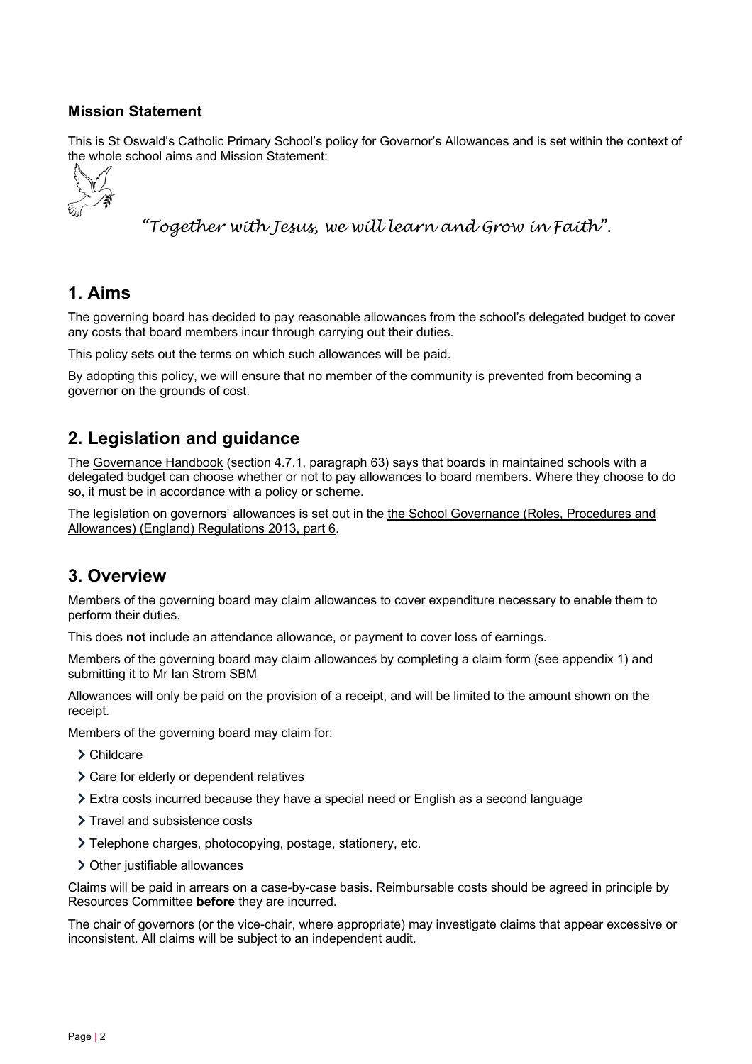### Mission Statement

This is St Oswald's Catholic Primary School's policy for Governor's Allowances and is set within the context of the whole school aims and Mission Statement:

*"Together with Jesus, we will learn and Grow in Faith".*

## 1. Aims

The governing board has decided to pay reasonable allowances from the school's delegated budget to cover any costs that board members incur through carrying out their duties.

This policy sets out the terms on which such allowances will be paid.

By adopting this policy, we will ensure that no member of the community is prevented from becoming a governor on the grounds of cost.

## 2. Legislation and guidance

The Governance Handbook (section 4.7.1, paragraph 63) says that boards in maintained schools with a delegated budget can choose whether or not to pay allowances to board members. Where they choose to do so, it must be in accordance with a policy or scheme.

The legislation on governors' allowances is set out in the the School Governance (Roles, Procedures and Allowances) (England) Regulations 2013, part 6.

## 3. Overview

Members of the governing board may claim allowances to cover expenditure necessary to enable them to perform their duties.

This does **not** include an attendance allowance, or payment to cover loss of earnings.

Members of the governing board may claim allowances by completing a claim form (see appendix 1) and submitting it to Mr Ian Strom SBM

Allowances will only be paid on the provision of a receipt, and will be limited to the amount shown on the receipt.

Members of the governing board may claim for:

- Childcare
- Care for elderly or dependent relatives
- Extra costs incurred because they have a special need or English as a second language
- Travel and subsistence costs
- Telephone charges, photocopying, postage, stationery, etc.
- Other justifiable allowances

Claims will be paid in arrears on a case-by-case basis. Reimbursable costs should be agreed in principle by Resources Committee **before** they are incurred.

The chair of governors (or the vice-chair, where appropriate) may investigate claims that appear excessive or inconsistent. All claims will be subject to an independent audit.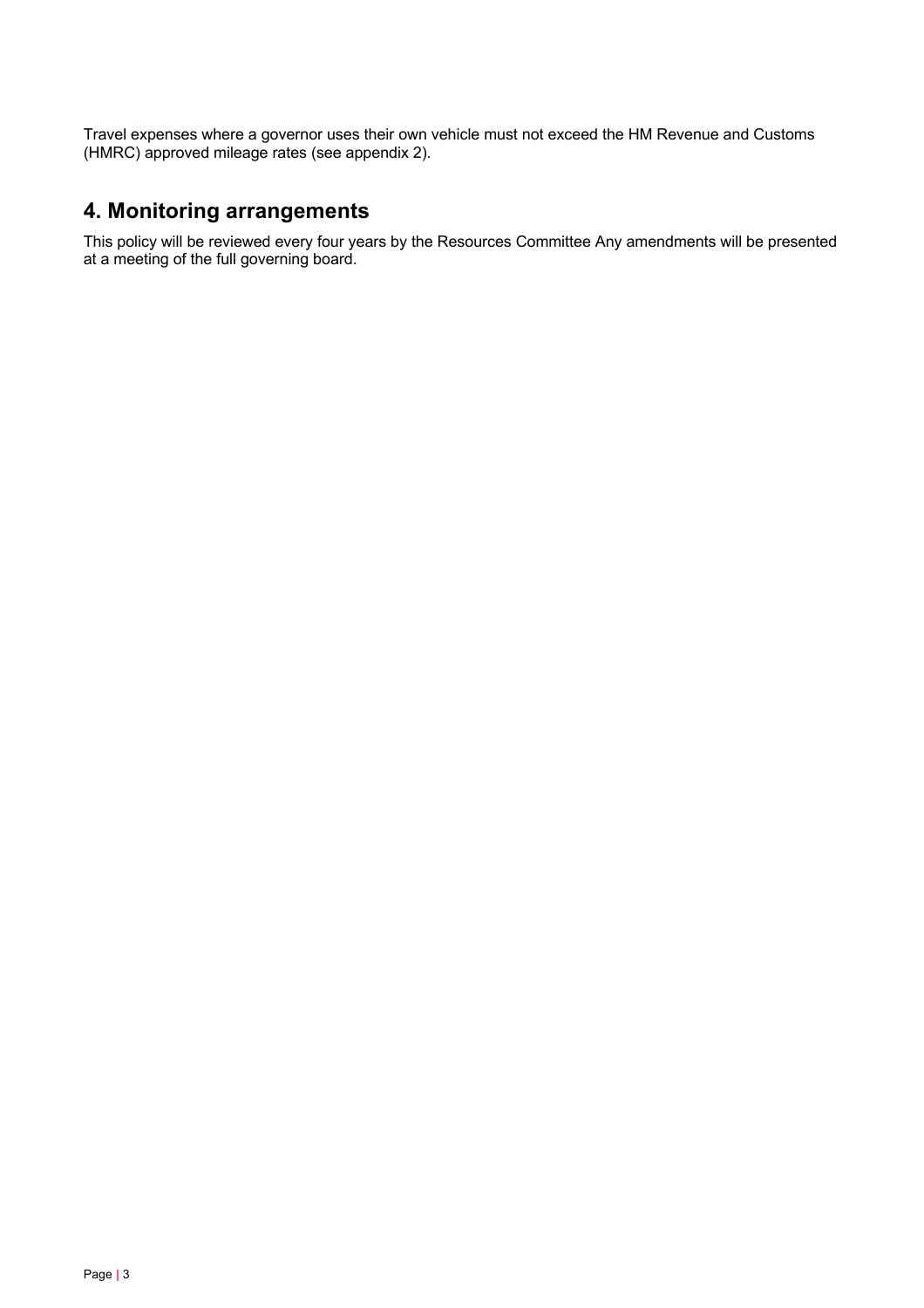Travel expenses where a governor uses their own vehicle must not exceed the HM Revenue and Customs (HMRC) approved mileage rates (see appendix 2).

## 4. Monitoring arrangements

This policy will be reviewed every four years by the Resources Committee Any amendments will be presented at a meeting of the full governing board.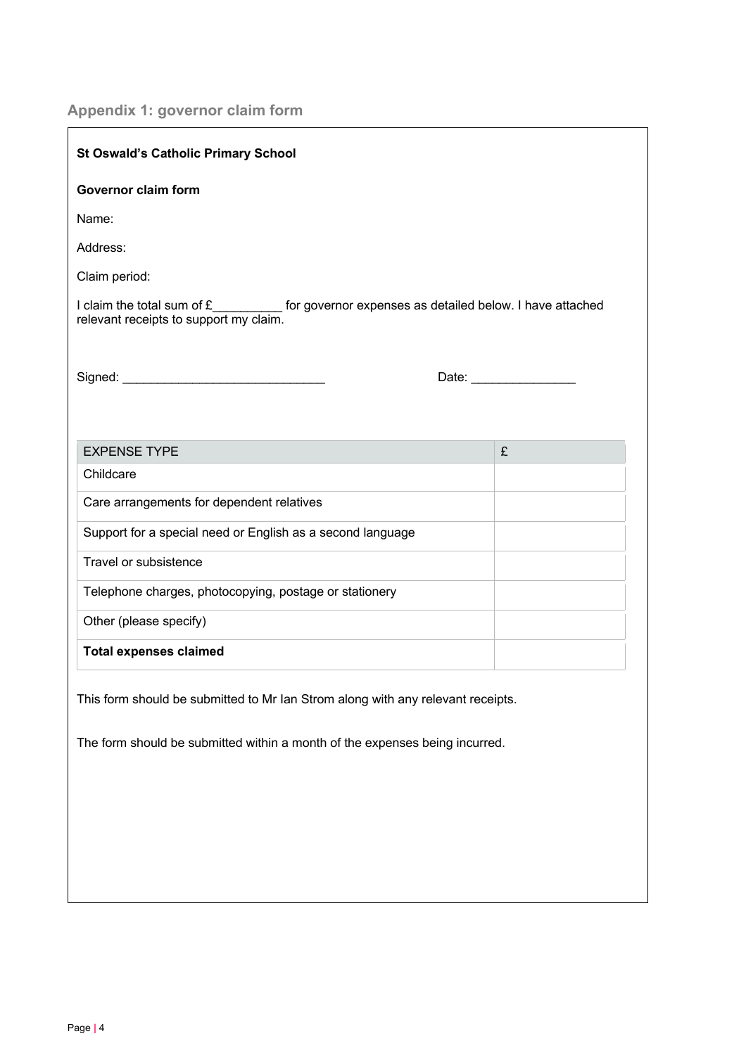## Appendix 1: governor claim form

**St Oswald's Catholic Primary School**

**Governor claim form**

Name:

Address:

Claim period:

I claim the total sum of £__________ for governor expenses as detailed below. I have attached relevant receipts to support my claim.

Signed: _____________________________ Date: _______________

| EXPENSE TYPE | £ |
|---|---|
| Childcare | |
| Care arrangements for dependent relatives | |
| Support for a special need or English as a second language | |
| Travel or subsistence | |
| Telephone charges, photocopying, postage or stationery | |
| Other (please specify) | |
| **Total expenses claimed** | |

This form should be submitted to Mr Ian Strom along with any relevant receipts.

The form should be submitted within a month of the expenses being incurred.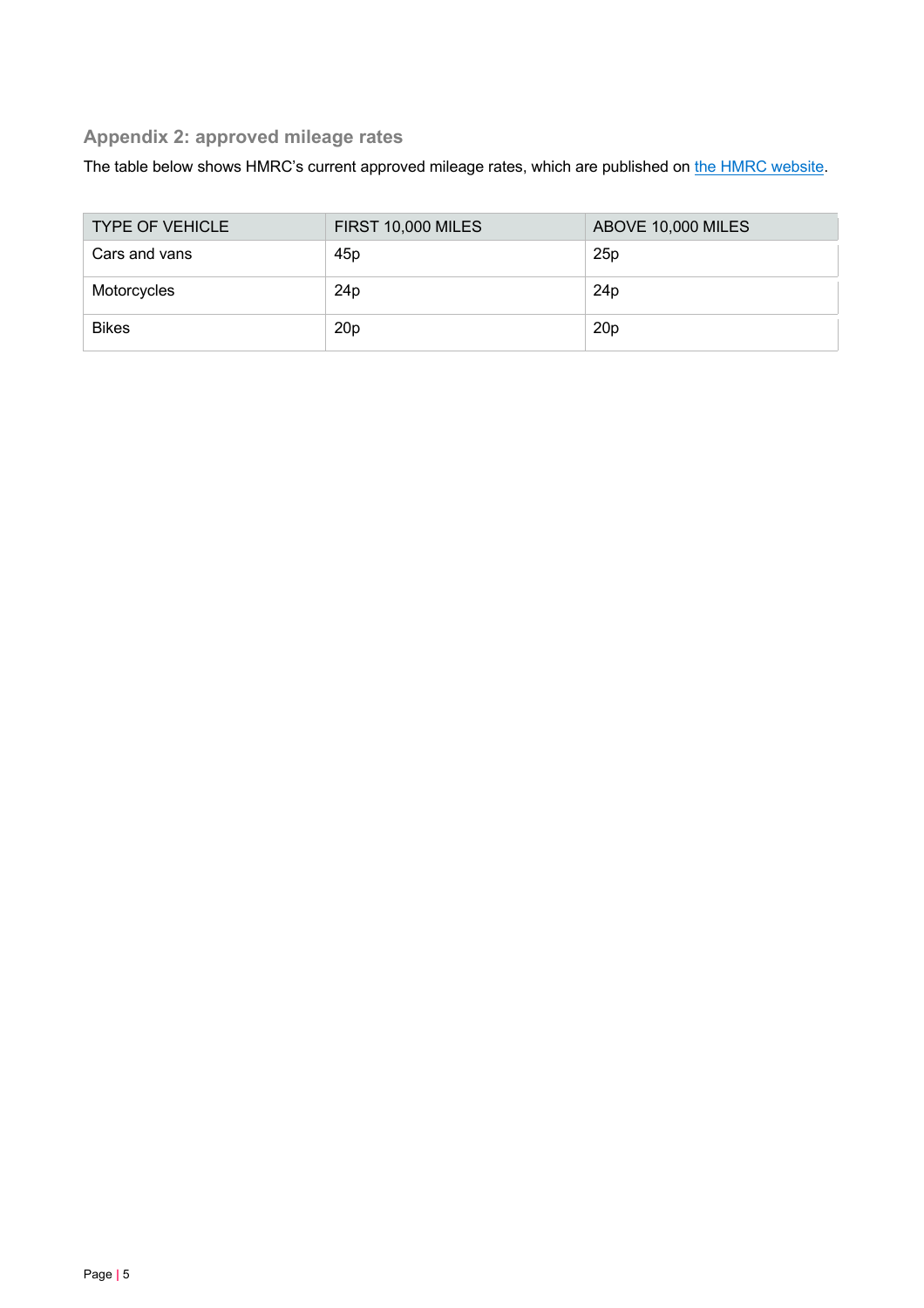## Appendix 2: approved mileage rates

The table below shows HMRC's current approved mileage rates, which are published on the HMRC website.

| TYPE OF VEHICLE | FIRST 10,000 MILES | ABOVE 10,000 MILES |
|---|---|---|
| Cars and vans | 45p | 25p |
| Motorcycles | 24p | 24p |
| Bikes | 20p | 20p |